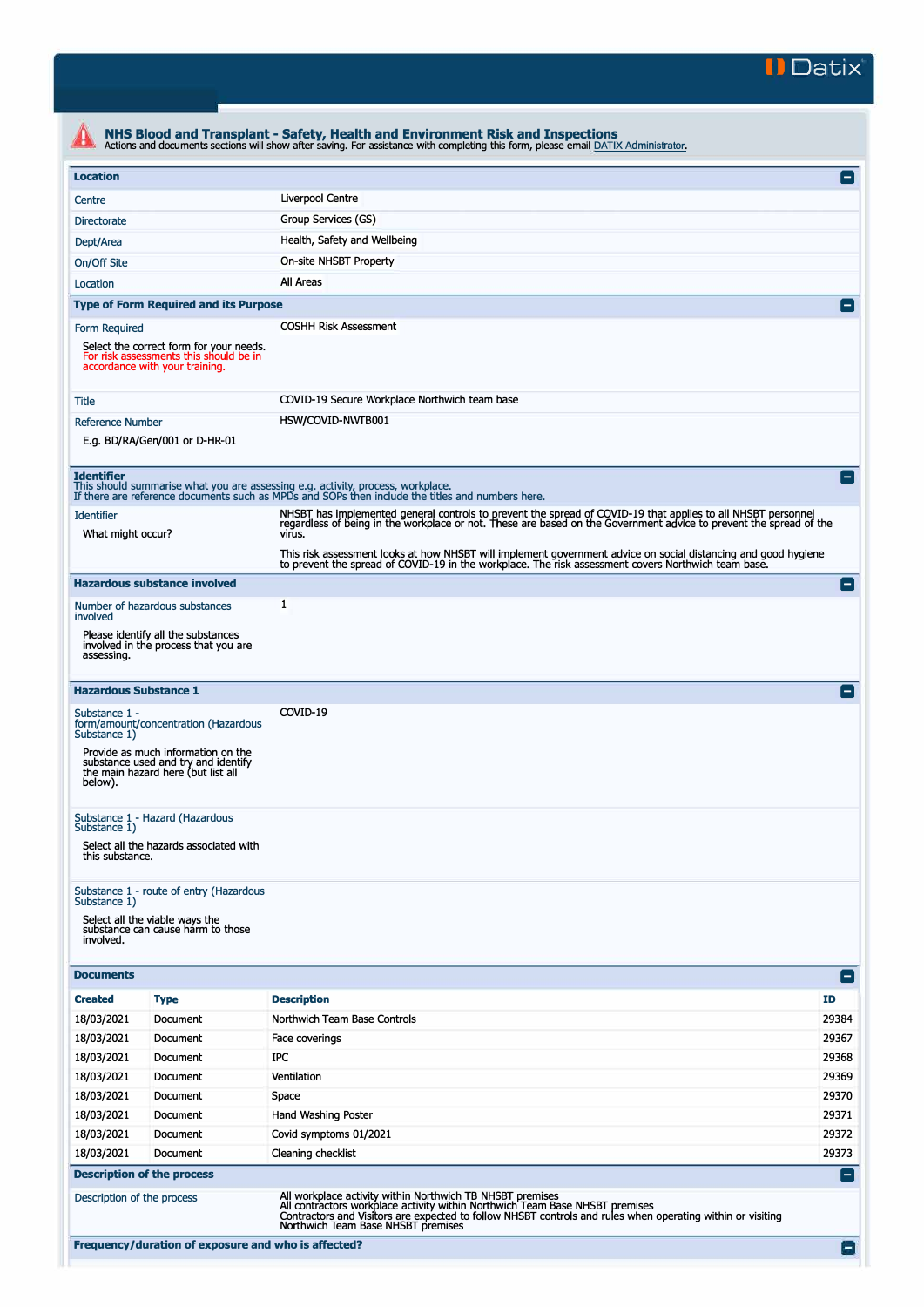Datix

## NHS Blood and Transplant - Safety, Health and Environment Risk and Inspections

Actions and documents sections will show after saving. For assistance with completing this form, please email DATIX Administrator.

### Location

| | |
|---|---|
| Centre | Liverpool Centre |
| Directorate | Group Services (GS) |
| Dept/Area | Health, Safety and Wellbeing |
| On/Off Site | On-site NHSBT Property |
| Location | All Areas |

### Type of Form Required and its Purpose

**Form Required**

Select the correct form for your needs. For risk assessments this should be in accordance with your training.

COSHH Risk Assessment

**Title**

COVID-19 Secure Workplace Northwich team base

**Reference Number**

E.g. BD/RA/Gen/001 or D-HR-01

HSW/COVID-NWTB001

### Identifier

This should summarise what you are assessing e.g. activity, process, workplace.
If there are reference documents such as MPDs and SOPs then include the titles and numbers here.

**Identifier**

What might occur?

NHSBT has implemented general controls to prevent the spread of COVID-19 that applies to all NHSBT personnel regardless of being in the workplace or not. These are based on the Government advice to prevent the spread of the virus.

This risk assessment looks at how NHSBT will implement government advice on social distancing and good hygiene to prevent the spread of COVID-19 in the workplace. The risk assessment covers Northwich team base.

### Hazardous substance involved

**Number of hazardous substances involved**

Please identify all the substances involved in the process that you are assessing.

1

### Hazardous Substance 1

**Substance 1 - form/amount/concentration (Hazardous Substance 1)**

Provide as much information on the substance used and try and identify the main hazard here (but list all below).

COVID-19

**Substance 1 - Hazard (Hazardous Substance 1)**

Select all the hazards associated with this substance.

**Substance 1 - route of entry (Hazardous Substance 1)**

Select all the viable ways the substance can cause harm to those involved.

### Documents

| Created | Type | Description | ID |
|---|---|---|---|
| 18/03/2021 | Document | Northwich Team Base Controls | 29384 |
| 18/03/2021 | Document | Face coverings | 29367 |
| 18/03/2021 | Document | IPC | 29368 |
| 18/03/2021 | Document | Ventilation | 29369 |
| 18/03/2021 | Document | Space | 29370 |
| 18/03/2021 | Document | Hand Washing Poster | 29371 |
| 18/03/2021 | Document | Covid symptoms 01/2021 | 29372 |
| 18/03/2021 | Document | Cleaning checklist | 29373 |

### Description of the process

**Description of the process**

All workplace activity within Northwich TB NHSBT premises
All contractors workplace activity within Northwich Team Base NHSBT premises
Contractors and Visitors are expected to follow NHSBT controls and rules when operating within or visiting Northwich Team Base NHSBT premises

### Frequency/duration of exposure and who is affected?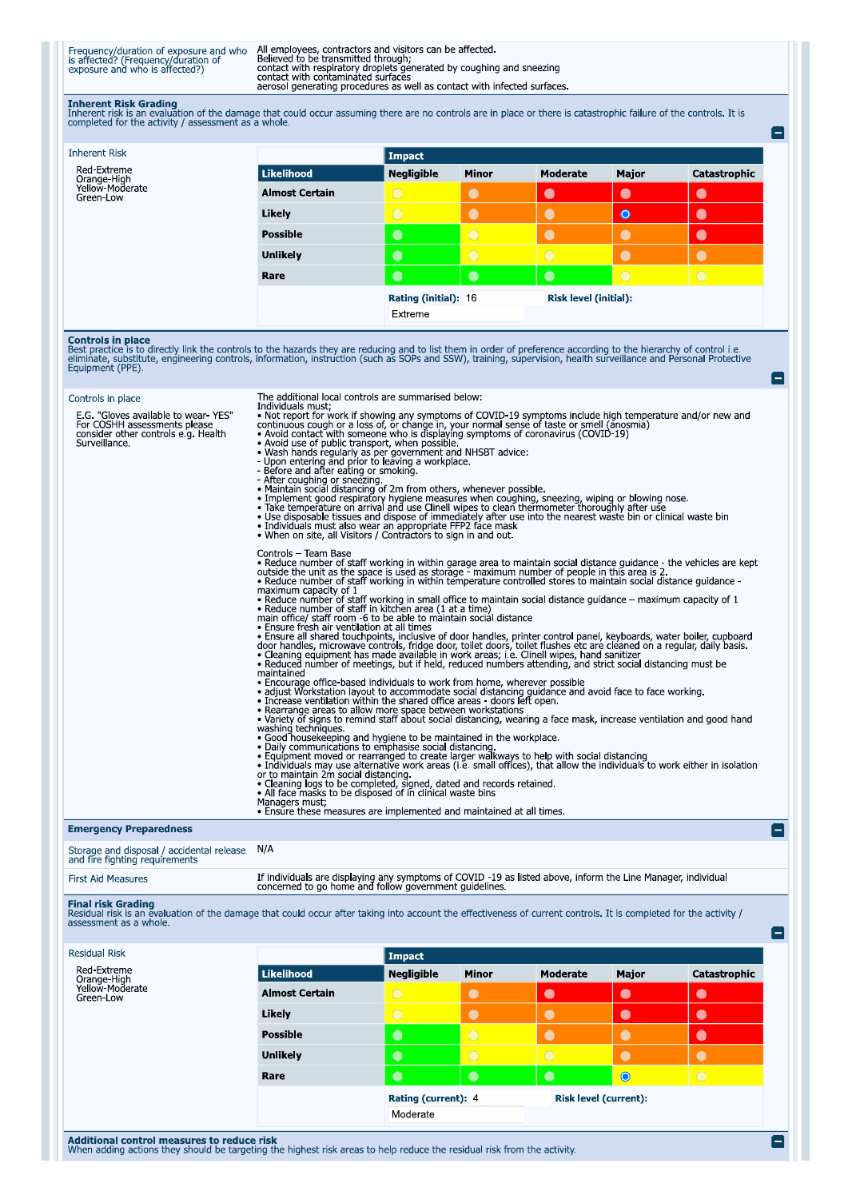| Frequency/duration of exposure and who is affected? (Frequency/duration of exposure and who is affected?) | All employees, contractors and visitors can be affected.<br>Believed to be transmitted through;<br>contact with respiratory droplets generated by coughing and sneezing<br>contact with contaminated surfaces<br>aerosol generating procedures as well as contact with infected surfaces. |
|---|---|

**Inherent Risk Grading**
Inherent risk is an evaluation of the damage that could occur assuming there are no controls are in place or there is catastrophic failure of the controls. It is completed for the activity / assessment as a whole.

Inherent Risk

Red-Extreme
Orange-High
Yellow-Moderate
Green-Low

| Likelihood | Impact: Negligible | Minor | Moderate | Major | Catastrophic |
|---|---|---|---|---|---|
| Almost Certain | ○ | ○ | ○ | ○ | ○ |
| Likely | ○ | ○ | ○ | ◉ | ○ |
| Possible | ○ | ○ | ○ | ○ | ○ |
| Unlikely | ○ | ○ | ○ | ○ | ○ |
| Rare | ○ | ○ | ○ | ○ | ○ |

Rating (initial): 16
Risk level (initial): Extreme

**Controls in place**
Best practice is to directly link the controls to the hazards they are reducing and to list them in order of preference according to the hierarchy of control i.e. eliminate, substitute, engineering controls, information, instruction (such as SOPs and SSW), training, supervision, health surveillance and Personal Protective Equipment (PPE).

Controls in place

E.G. "Gloves available to wear- YES" For COSHH assessments please consider other controls e.g. Health Surveillance.

The additional local controls are summarised below:
Individuals must;
- Not report for work if showing any symptoms of COVID-19 symptoms include high temperature and/or new and continuous cough or a loss of, or change in, your normal sense of taste or smell (anosmia)
- Avoid contact with someone who is displaying symptoms of coronavirus (COVID-19)
- Avoid use of public transport, when possible.
- Wash hands regularly as per government and NHSBT advice:
- Upon entering and prior to leaving a workplace.
- Before and after eating or smoking.
- After coughing or sneezing.
- Maintain social distancing of 2m from others, whenever possible.
- Implement good respiratory hygiene measures when coughing, sneezing, wiping or blowing nose.
- Take temperature on arrival and use Clinell wipes to clean thermometer thoroughly after use
- Use disposable tissues and dispose of immediately after use into the nearest waste bin or clinical waste bin
- Individuals must also wear an appropriate FFP2 face mask
- When on site, all Visitors / Contractors to sign in and out.

Controls – Team Base
- Reduce number of staff working in within garage area to maintain social distance guidance - the vehicles are kept outside the unit as the space is used as storage - maximum number of people in this area is 2.
- Reduce number of staff working in within temperature controlled stores to maintain social distance guidance - maximum capacity of 1
- Reduce number of staff working in small office to maintain social distance guidance – maximum capacity of 1
- Reduce number of staff in kitchen area (1 at a time)
main office/ staff room -6 to be able to maintain social distance
- Ensure fresh air ventilation at all times
- Ensure all shared touchpoints, inclusive of door handles, printer control panel, keyboards, water boiler, cupboard door handles, microwave controls, fridge door, toilet doors, toilet flushes etc are cleaned on a regular, daily basis.
- Cleaning equipment has made available in work areas; i.e. Clinell wipes, hand sanitizer
- Reduced number of meetings, but if held, reduced numbers attending, and strict social distancing must be maintained
- Encourage office-based individuals to work from home, wherever possible
- adjust Workstation layout to accommodate social distancing guidance and avoid face to face working.
- Increase ventilation within the shared office areas - doors left open.
- Rearrange areas to allow more space between workstations
- Variety of signs to remind staff about social distancing, wearing a face mask, increase ventilation and good hand washing techniques.
- Good housekeeping and hygiene to be maintained in the workplace.
- Daily communications to emphasise social distancing.
- Equipment moved or rearranged to create larger walkways to help with social distancing
- Individuals may use alternative work areas (i.e. small offices), that allow the individuals to work either in isolation or to maintain 2m social distancing.
- Cleaning logs to be completed, signed, dated and records retained.
- All face masks to be disposed of in clinical waste bins

Managers must;
- Ensure these measures are implemented and maintained at all times.

**Emergency Preparedness**

| Storage and disposal / accidental release and fire fighting requirements | N/A |
|---|---|
| First Aid Measures | If individuals are displaying any symptoms of COVID -19 as listed above, inform the Line Manager, individual concerned to go home and follow government guidelines. |

**Final risk Grading**
Residual risk is an evaluation of the damage that could occur after taking into account the effectiveness of current controls. It is completed for the activity / assessment as a whole.

Residual Risk

Red-Extreme
Orange-High
Yellow-Moderate
Green-Low

| Likelihood | Impact: Negligible | Minor | Moderate | Major | Catastrophic |
|---|---|---|---|---|---|
| Almost Certain | ○ | ○ | ○ | ○ | ○ |
| Likely | ○ | ○ | ○ | ○ | ○ |
| Possible | ○ | ○ | ○ | ○ | ○ |
| Unlikely | ○ | ○ | ○ | ○ | ○ |
| Rare | ○ | ○ | ○ | ◉ | ○ |

Rating (current): 4
Risk level (current): Moderate

**Additional control measures to reduce risk**
When adding actions they should be targeting the highest risk areas to help reduce the residual risk from the activity.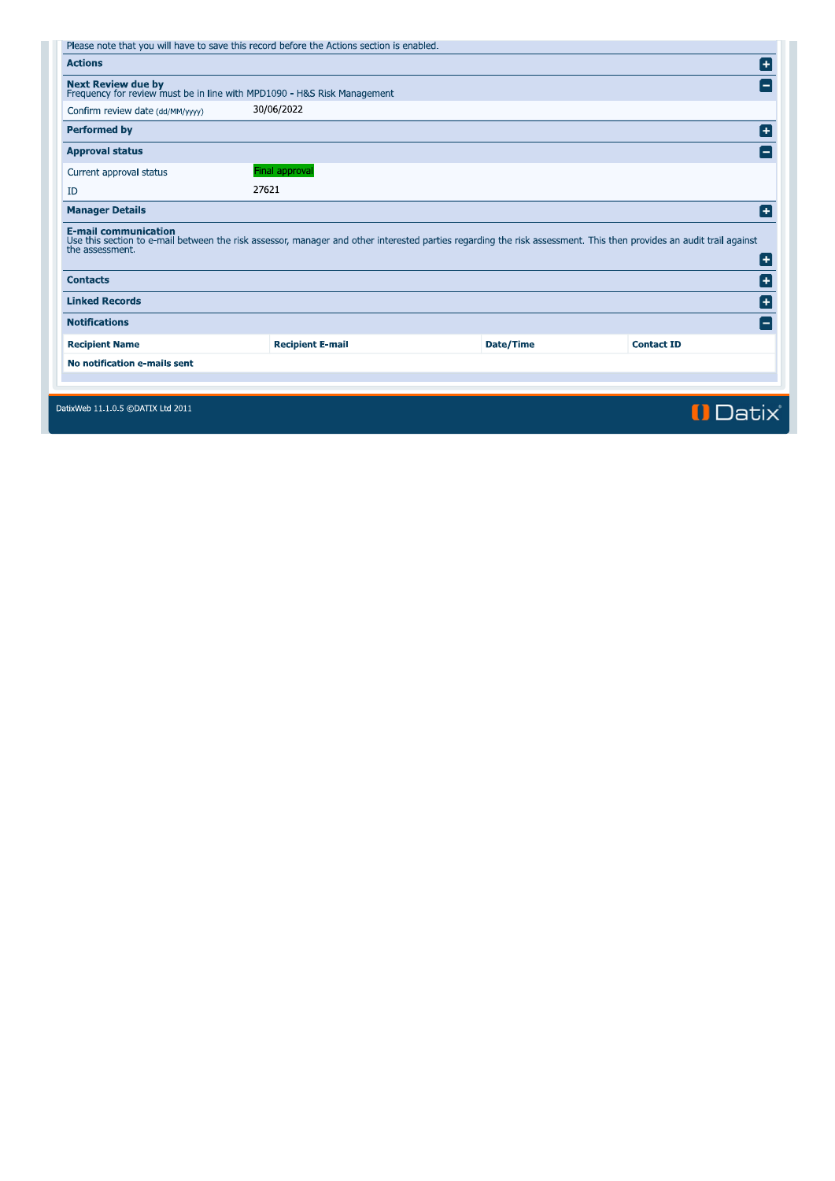Please note that you will have to save this record before the Actions section is enabled.

**Actions**

**Next Review due by**
Frequency for review must be in line with MPD1090 - H&S Risk Management

Confirm review date (dd/MM/yyyy) 30/06/2022

**Performed by**

**Approval status**

Current approval status Final approval

ID 27621

**Manager Details**

**E-mail communication**
Use this section to e-mail between the risk assessor, manager and other interested parties regarding the risk assessment. This then provides an audit trail against the assessment.

**Contacts**

**Linked Records**

**Notifications**

| Recipient Name | Recipient E-mail | Date/Time | Contact ID |
|---|---|---|---|
| **No notification e-mails sent** | | | |

DatixWeb 11.1.0.5 ©DATIX Ltd 2011